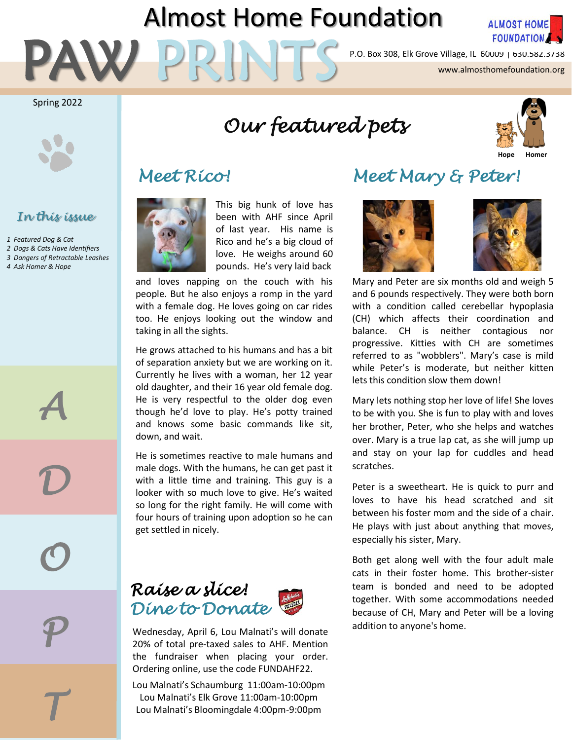# Almost Home Foundation

# PAW PRINTS

P.O. Box 308, Elk Grove Village, IL 60009 | 630.582.3738

www.almosthomefoundation.org

Spring 2022

### In this issue

1 Featured Dog & Cat
2 Dogs & Cats Have Identifiers
3 Dangers of Retractable Leashes
4 Ask Homer & Hope

ADOPT

## Our featured pets

Hope Homer

### Meet Rico!

This big hunk of love has been with AHF since April of last year. His name is Rico and he's a big cloud of love. He weighs around 60 pounds. He's very laid back and loves napping on the couch with his people. But he also enjoys a romp in the yard with a female dog. He loves going on car rides too. He enjoys looking out the window and taking in all the sights.

He grows attached to his humans and has a bit of separation anxiety but we are working on it. Currently he lives with a woman, her 12 year old daughter, and their 16 year old female dog. He is very respectful to the older dog even though he'd love to play. He's potty trained and knows some basic commands like sit, down, and wait.

He is sometimes reactive to male humans and male dogs. With the humans, he can get past it with a little time and training. This guy is a looker with so much love to give. He's waited so long for the right family. He will come with four hours of training upon adoption so he can get settled in nicely.

### Raise a slice! Dine to Donate

Wednesday, April 6, Lou Malnati's will donate 20% of total pre-taxed sales to AHF. Mention the fundraiser when placing your order. Ordering online, use the code FUNDAHF22.

Lou Malnati's Schaumburg 11:00am-10:00pm
Lou Malnati's Elk Grove 11:00am-10:00pm
Lou Malnati's Bloomingdale 4:00pm-9:00pm

### Meet Mary & Peter!

Mary and Peter are six months old and weigh 5 and 6 pounds respectively. They were both born with a condition called cerebellar hypoplasia (CH) which affects their coordination and balance. CH is neither contagious nor progressive. Kitties with CH are sometimes referred to as "wobblers". Mary's case is mild while Peter's is moderate, but neither kitten lets this condition slow them down!

Mary lets nothing stop her love of life! She loves to be with you. She is fun to play with and loves her brother, Peter, who she helps and watches over. Mary is a true lap cat, as she will jump up and stay on your lap for cuddles and head scratches.

Peter is a sweetheart. He is quick to purr and loves to have his head scratched and sit between his foster mom and the side of a chair. He plays with just about anything that moves, especially his sister, Mary.

Both get along well with the four adult male cats in their foster home. This brother-sister team is bonded and need to be adopted together. With some accommodations needed because of CH, Mary and Peter will be a loving addition to anyone's home.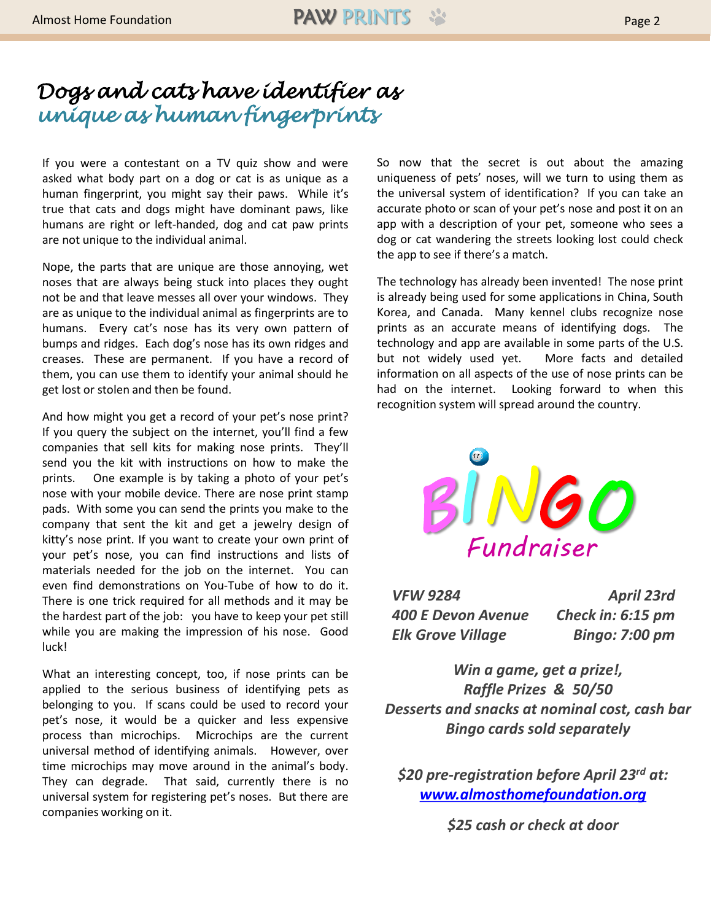# Dogs and cats have identifier as unique as human fingerprints

If you were a contestant on a TV quiz show and were asked what body part on a dog or cat is as unique as a human fingerprint, you might say their paws. While it's true that cats and dogs might have dominant paws, like humans are right or left-handed, dog and cat paw prints are not unique to the individual animal.

Nope, the parts that are unique are those annoying, wet noses that are always being stuck into places they ought not be and that leave messes all over your windows. They are as unique to the individual animal as fingerprints are to humans. Every cat's nose has its very own pattern of bumps and ridges. Each dog's nose has its own ridges and creases. These are permanent. If you have a record of them, you can use them to identify your animal should he get lost or stolen and then be found.

And how might you get a record of your pet's nose print? If you query the subject on the internet, you'll find a few companies that sell kits for making nose prints. They'll send you the kit with instructions on how to make the prints. One example is by taking a photo of your pet's nose with your mobile device. There are nose print stamp pads. With some you can send the prints you make to the company that sent the kit and get a jewelry design of kitty's nose print. If you want to create your own print of your pet's nose, you can find instructions and lists of materials needed for the job on the internet. You can even find demonstrations on You-Tube of how to do it. There is one trick required for all methods and it may be the hardest part of the job: you have to keep your pet still while you are making the impression of his nose. Good luck!

What an interesting concept, too, if nose prints can be applied to the serious business of identifying pets as belonging to you. If scans could be used to record your pet's nose, it would be a quicker and less expensive process than microchips. Microchips are the current universal method of identifying animals. However, over time microchips may move around in the animal's body. They can degrade. That said, currently there is no universal system for registering pet's noses. But there are companies working on it.

So now that the secret is out about the amazing uniqueness of pets' noses, will we turn to using them as the universal system of identification? If you can take an accurate photo or scan of your pet's nose and post it on an app with a description of your pet, someone who sees a dog or cat wandering the streets looking lost could check the app to see if there's a match.

The technology has already been invented! The nose print is already being used for some applications in China, South Korea, and Canada. Many kennel clubs recognize nose prints as an accurate means of identifying dogs. The technology and app are available in some parts of the U.S. but not widely used yet. More facts and detailed information on all aspects of the use of nose prints can be had on the internet. Looking forward to when this recognition system will spread around the country.

# BINGO Fundraiser

*VFW 9284*
*400 E Devon Avenue*
*Elk Grove Village*

*April 23rd*
*Check in: 6:15 pm*
*Bingo: 7:00 pm*

***Win a game, get a prize!,***
***Raffle Prizes & 50/50***
***Desserts and snacks at nominal cost, cash bar***
***Bingo cards sold separately***

***$20 pre-registration before April 23rd at:***
***www.almosthomefoundation.org***

***$25 cash or check at door***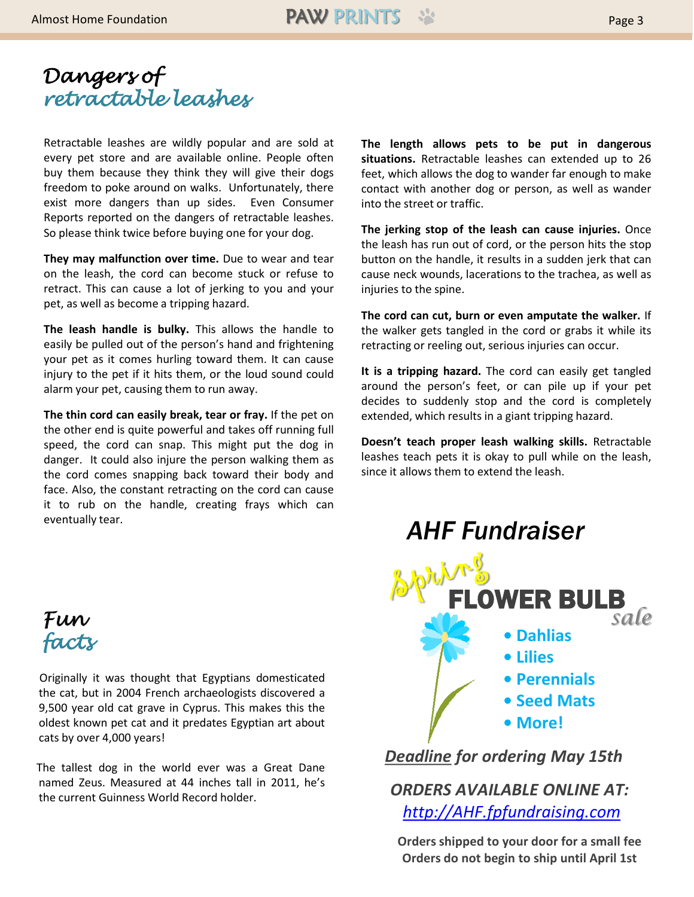# Dangers of retractable leashes

Retractable leashes are wildly popular and are sold at every pet store and are available online. People often buy them because they think they will give their dogs freedom to poke around on walks. Unfortunately, there exist more dangers than up sides. Even Consumer Reports reported on the dangers of retractable leashes. So please think twice before buying one for your dog.

**They may malfunction over time.** Due to wear and tear on the leash, the cord can become stuck or refuse to retract. This can cause a lot of jerking to you and your pet, as well as become a tripping hazard.

**The leash handle is bulky.** This allows the handle to easily be pulled out of the person's hand and frightening your pet as it comes hurling toward them. It can cause injury to the pet if it hits them, or the loud sound could alarm your pet, causing them to run away.

**The thin cord can easily break, tear or fray.** If the pet on the other end is quite powerful and takes off running full speed, the cord can snap. This might put the dog in danger. It could also injure the person walking them as the cord comes snapping back toward their body and face. Also, the constant retracting on the cord can cause it to rub on the handle, creating frays which can eventually tear.

**The length allows pets to be put in dangerous situations.** Retractable leashes can extended up to 26 feet, which allows the dog to wander far enough to make contact with another dog or person, as well as wander into the street or traffic.

**The jerking stop of the leash can cause injuries.** Once the leash has run out of cord, or the person hits the stop button on the handle, it results in a sudden jerk that can cause neck wounds, lacerations to the trachea, as well as injuries to the spine.

**The cord can cut, burn or even amputate the walker.** If the walker gets tangled in the cord or grabs it while its retracting or reeling out, serious injuries can occur.

**It is a tripping hazard.** The cord can easily get tangled around the person's feet, or can pile up if your pet decides to suddenly stop and the cord is completely extended, which results in a giant tripping hazard.

**Doesn't teach proper leash walking skills.** Retractable leashes teach pets it is okay to pull while on the leash, since it allows them to extend the leash.

# Fun facts

Originally it was thought that Egyptians domesticated the cat, but in 2004 French archaeologists discovered a 9,500 year old cat grave in Cyprus. This makes this the oldest known pet cat and it predates Egyptian art about cats by over 4,000 years!

The tallest dog in the world ever was a Great Dane named Zeus. Measured at 44 inches tall in 2011, he's the current Guinness World Record holder.

# *AHF Fundraiser*

## Spring FLOWER BULB *sale*

- **Dahlias**
- **Lilies**
- **Perennials**
- **Seed Mats**
- **More!**

***Deadline*** ***for ordering May 15th***

***ORDERS AVAILABLE ONLINE AT:***
*http://AHF.fpfundraising.com*

**Orders shipped to your door for a small fee**
**Orders do not begin to ship until April 1st**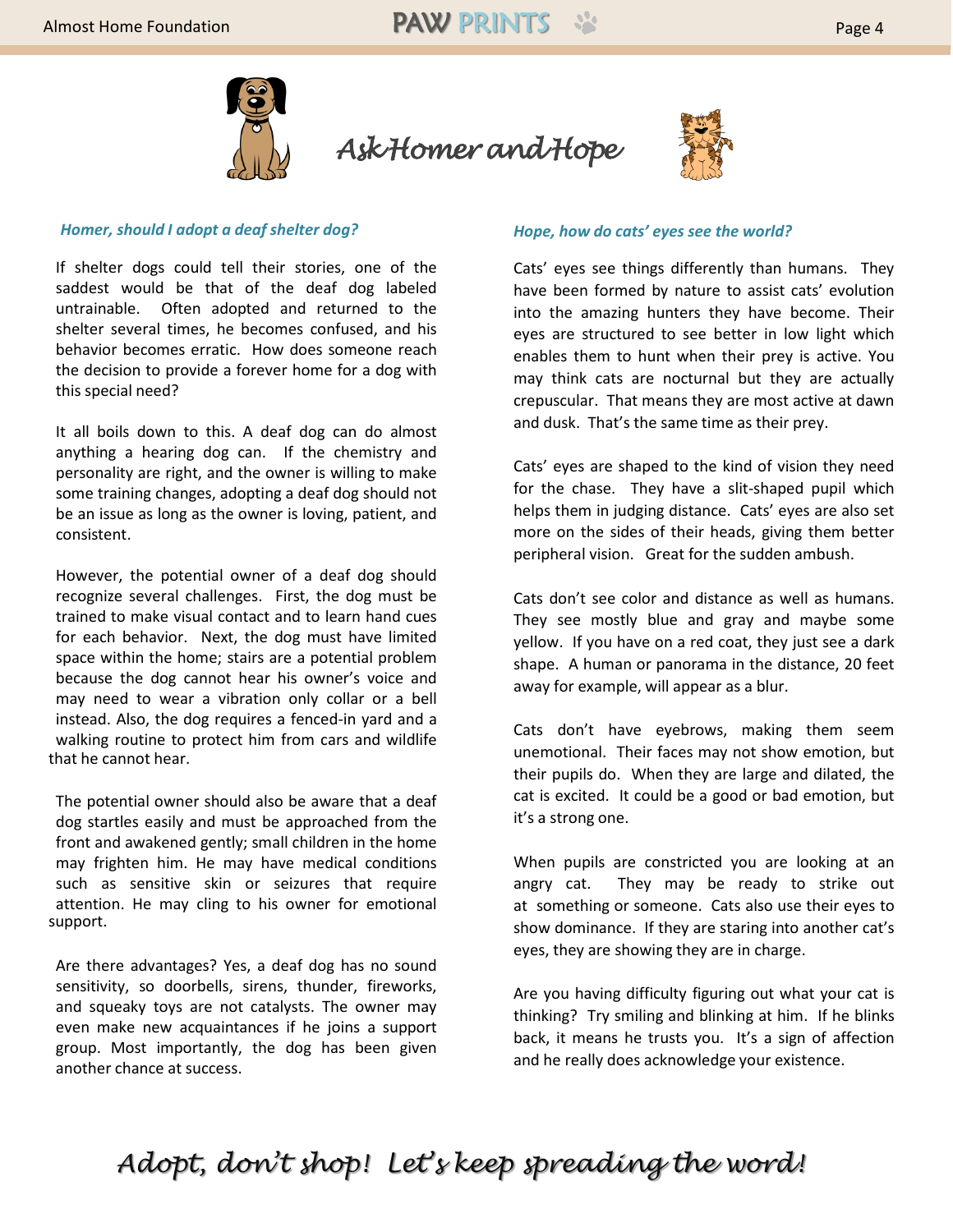# Ask Homer and Hope

### *Homer, should I adopt a deaf shelter dog?*

If shelter dogs could tell their stories, one of the saddest would be that of the deaf dog labeled untrainable. Often adopted and returned to the shelter several times, he becomes confused, and his behavior becomes erratic. How does someone reach the decision to provide a forever home for a dog with this special need?

It all boils down to this. A deaf dog can do almost anything a hearing dog can. If the chemistry and personality are right, and the owner is willing to make some training changes, adopting a deaf dog should not be an issue as long as the owner is loving, patient, and consistent.

However, the potential owner of a deaf dog should recognize several challenges. First, the dog must be trained to make visual contact and to learn hand cues for each behavior. Next, the dog must have limited space within the home; stairs are a potential problem because the dog cannot hear his owner's voice and may need to wear a vibration only collar or a bell instead. Also, the dog requires a fenced-in yard and a walking routine to protect him from cars and wildlife that he cannot hear.

The potential owner should also be aware that a deaf dog startles easily and must be approached from the front and awakened gently; small children in the home may frighten him. He may have medical conditions such as sensitive skin or seizures that require attention. He may cling to his owner for emotional support.

Are there advantages? Yes, a deaf dog has no sound sensitivity, so doorbells, sirens, thunder, fireworks, and squeaky toys are not catalysts. The owner may even make new acquaintances if he joins a support group. Most importantly, the dog has been given another chance at success.

### *Hope, how do cats' eyes see the world?*

Cats' eyes see things differently than humans. They have been formed by nature to assist cats' evolution into the amazing hunters they have become. Their eyes are structured to see better in low light which enables them to hunt when their prey is active. You may think cats are nocturnal but they are actually crepuscular. That means they are most active at dawn and dusk. That's the same time as their prey.

Cats' eyes are shaped to the kind of vision they need for the chase. They have a slit-shaped pupil which helps them in judging distance. Cats' eyes are also set more on the sides of their heads, giving them better peripheral vision. Great for the sudden ambush.

Cats don't see color and distance as well as humans. They see mostly blue and gray and maybe some yellow. If you have on a red coat, they just see a dark shape. A human or panorama in the distance, 20 feet away for example, will appear as a blur.

Cats don't have eyebrows, making them seem unemotional. Their faces may not show emotion, but their pupils do. When they are large and dilated, the cat is excited. It could be a good or bad emotion, but it's a strong one.

When pupils are constricted you are looking at an angry cat. They may be ready to strike out at something or someone. Cats also use their eyes to show dominance. If they are staring into another cat's eyes, they are showing they are in charge.

Are you having difficulty figuring out what your cat is thinking? Try smiling and blinking at him. If he blinks back, it means he trusts you. It's a sign of affection and he really does acknowledge your existence.

*Adopt, don't shop! Let's keep spreading the word!*